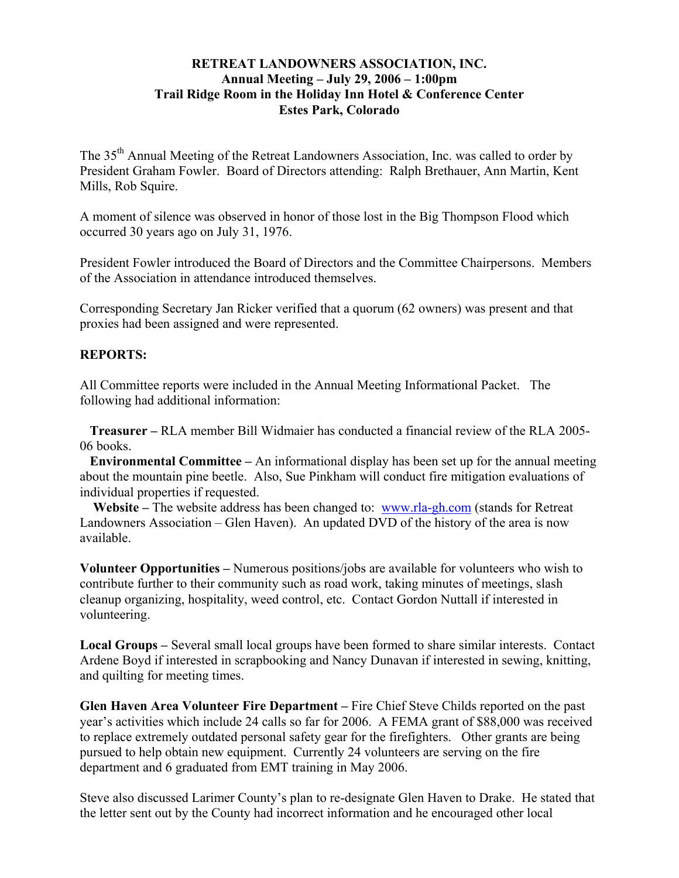**RETREAT LANDOWNERS ASSOCIATION, INC.**
**Annual Meeting – July 29, 2006 – 1:00pm**
**Trail Ridge Room in the Holiday Inn Hotel & Conference Center**
**Estes Park, Colorado**

The 35th Annual Meeting of the Retreat Landowners Association, Inc. was called to order by President Graham Fowler. Board of Directors attending: Ralph Brethauer, Ann Martin, Kent Mills, Rob Squire.

A moment of silence was observed in honor of those lost in the Big Thompson Flood which occurred 30 years ago on July 31, 1976.

President Fowler introduced the Board of Directors and the Committee Chairpersons. Members of the Association in attendance introduced themselves.

Corresponding Secretary Jan Ricker verified that a quorum (62 owners) was present and that proxies had been assigned and were represented.

**REPORTS:**

All Committee reports were included in the Annual Meeting Informational Packet. The following had additional information:

**Treasurer –** RLA member Bill Widmaier has conducted a financial review of the RLA 2005-06 books.

**Environmental Committee –** An informational display has been set up for the annual meeting about the mountain pine beetle. Also, Sue Pinkham will conduct fire mitigation evaluations of individual properties if requested.

**Website –** The website address has been changed to: www.rla-gh.com (stands for Retreat Landowners Association – Glen Haven). An updated DVD of the history of the area is now available.

**Volunteer Opportunities –** Numerous positions/jobs are available for volunteers who wish to contribute further to their community such as road work, taking minutes of meetings, slash cleanup organizing, hospitality, weed control, etc. Contact Gordon Nuttall if interested in volunteering.

**Local Groups –** Several small local groups have been formed to share similar interests. Contact Ardene Boyd if interested in scrapbooking and Nancy Dunavan if interested in sewing, knitting, and quilting for meeting times.

**Glen Haven Area Volunteer Fire Department –** Fire Chief Steve Childs reported on the past year's activities which include 24 calls so far for 2006. A FEMA grant of $88,000 was received to replace extremely outdated personal safety gear for the firefighters. Other grants are being pursued to help obtain new equipment. Currently 24 volunteers are serving on the fire department and 6 graduated from EMT training in May 2006.

Steve also discussed Larimer County's plan to re-designate Glen Haven to Drake. He stated that the letter sent out by the County had incorrect information and he encouraged other local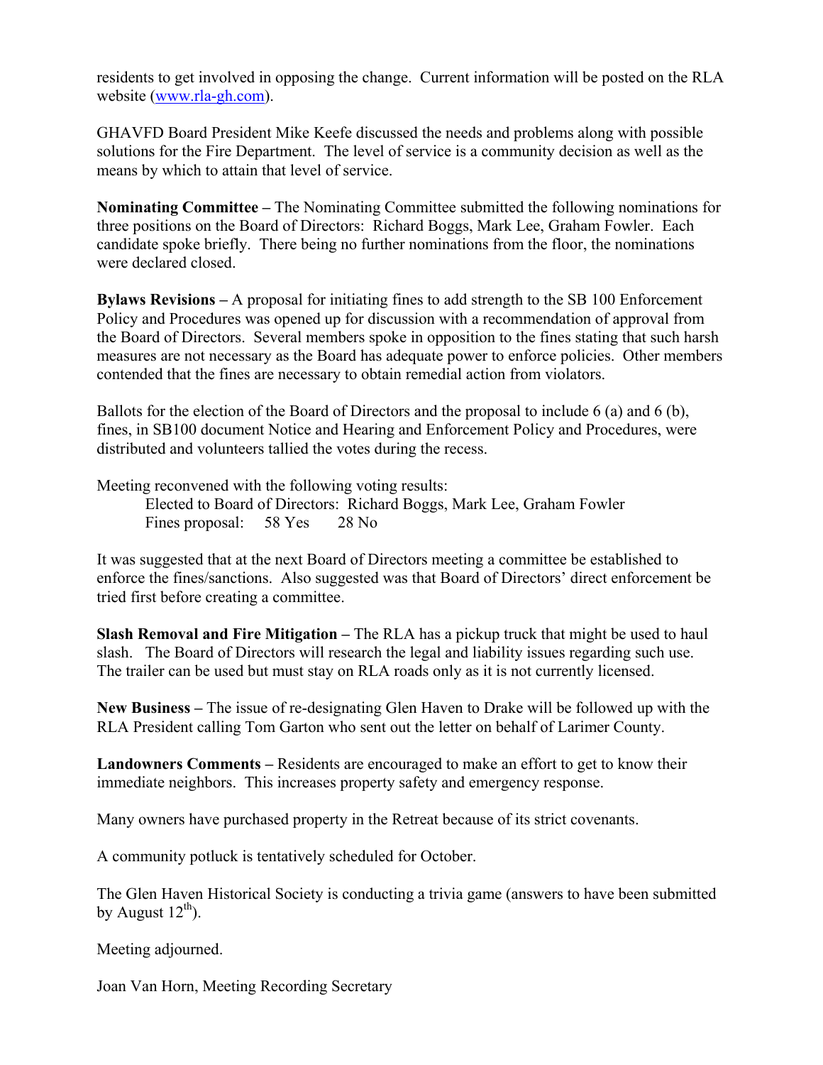residents to get involved in opposing the change. Current information will be posted on the RLA website (www.rla-gh.com).

GHAVFD Board President Mike Keefe discussed the needs and problems along with possible solutions for the Fire Department. The level of service is a community decision as well as the means by which to attain that level of service.

**Nominating Committee –** The Nominating Committee submitted the following nominations for three positions on the Board of Directors: Richard Boggs, Mark Lee, Graham Fowler. Each candidate spoke briefly. There being no further nominations from the floor, the nominations were declared closed.

**Bylaws Revisions –** A proposal for initiating fines to add strength to the SB 100 Enforcement Policy and Procedures was opened up for discussion with a recommendation of approval from the Board of Directors. Several members spoke in opposition to the fines stating that such harsh measures are not necessary as the Board has adequate power to enforce policies. Other members contended that the fines are necessary to obtain remedial action from violators.

Ballots for the election of the Board of Directors and the proposal to include 6 (a) and 6 (b), fines, in SB100 document Notice and Hearing and Enforcement Policy and Procedures, were distributed and volunteers tallied the votes during the recess.

Meeting reconvened with the following voting results:

Elected to Board of Directors: Richard Boggs, Mark Lee, Graham Fowler
Fines proposal: 58 Yes 28 No

It was suggested that at the next Board of Directors meeting a committee be established to enforce the fines/sanctions. Also suggested was that Board of Directors' direct enforcement be tried first before creating a committee.

**Slash Removal and Fire Mitigation –** The RLA has a pickup truck that might be used to haul slash. The Board of Directors will research the legal and liability issues regarding such use. The trailer can be used but must stay on RLA roads only as it is not currently licensed.

**New Business –** The issue of re-designating Glen Haven to Drake will be followed up with the RLA President calling Tom Garton who sent out the letter on behalf of Larimer County.

**Landowners Comments –** Residents are encouraged to make an effort to get to know their immediate neighbors. This increases property safety and emergency response.

Many owners have purchased property in the Retreat because of its strict covenants.

A community potluck is tentatively scheduled for October.

The Glen Haven Historical Society is conducting a trivia game (answers to have been submitted by August 12th).

Meeting adjourned.

Joan Van Horn, Meeting Recording Secretary